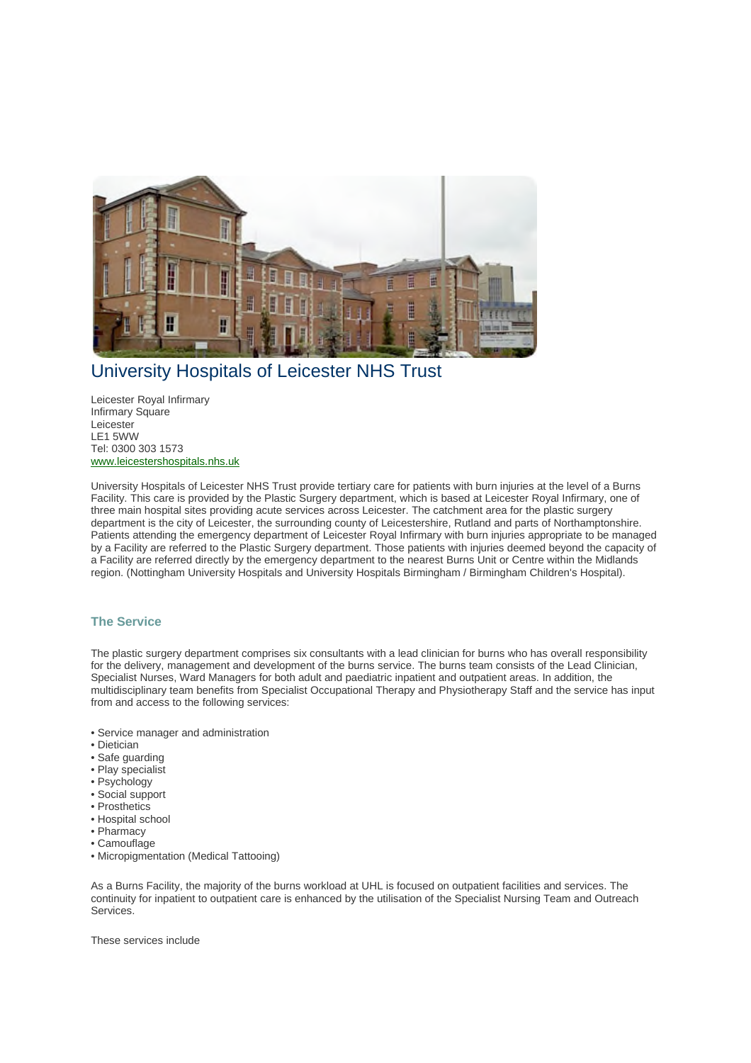# University Hospitals of Leicester NHS Trust

Leicester Royal Infirmary
Infirmary Square
Leicester
LE1 5WW
Tel: 0300 303 1573
www.leicestershospitals.nhs.uk

University Hospitals of Leicester NHS Trust provide tertiary care for patients with burn injuries at the level of a Burns Facility. This care is provided by the Plastic Surgery department, which is based at Leicester Royal Infirmary, one of three main hospital sites providing acute services across Leicester. The catchment area for the plastic surgery department is the city of Leicester, the surrounding county of Leicestershire, Rutland and parts of Northamptonshire. Patients attending the emergency department of Leicester Royal Infirmary with burn injuries appropriate to be managed by a Facility are referred to the Plastic Surgery department. Those patients with injuries deemed beyond the capacity of a Facility are referred directly by the emergency department to the nearest Burns Unit or Centre within the Midlands region. (Nottingham University Hospitals and University Hospitals Birmingham / Birmingham Children's Hospital).

## The Service

The plastic surgery department comprises six consultants with a lead clinician for burns who has overall responsibility for the delivery, management and development of the burns service. The burns team consists of the Lead Clinician, Specialist Nurses, Ward Managers for both adult and paediatric inpatient and outpatient areas. In addition, the multidisciplinary team benefits from Specialist Occupational Therapy and Physiotherapy Staff and the service has input from and access to the following services:

- Service manager and administration
- Dietician
- Safe guarding
- Play specialist
- Psychology
- Social support
- Prosthetics
- Hospital school
- Pharmacy
- Camouflage
- Micropigmentation (Medical Tattooing)

As a Burns Facility, the majority of the burns workload at UHL is focused on outpatient facilities and services. The continuity for inpatient to outpatient care is enhanced by the utilisation of the Specialist Nursing Team and Outreach Services.

These services include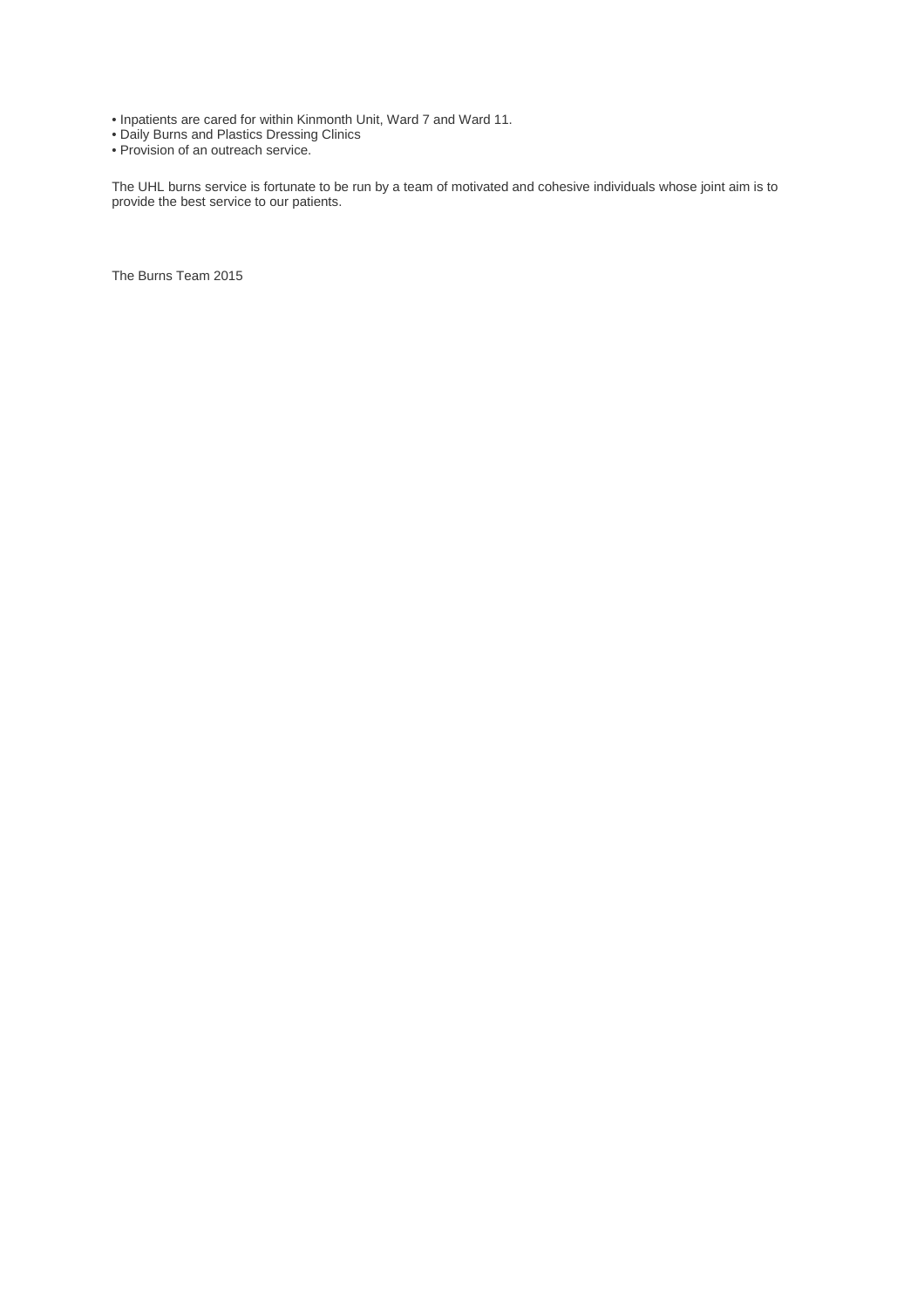- Inpatients are cared for within Kinmonth Unit, Ward 7 and Ward 11.
- Daily Burns and Plastics Dressing Clinics
- Provision of an outreach service.

The UHL burns service is fortunate to be run by a team of motivated and cohesive individuals whose joint aim is to provide the best service to our patients.

The Burns Team 2015